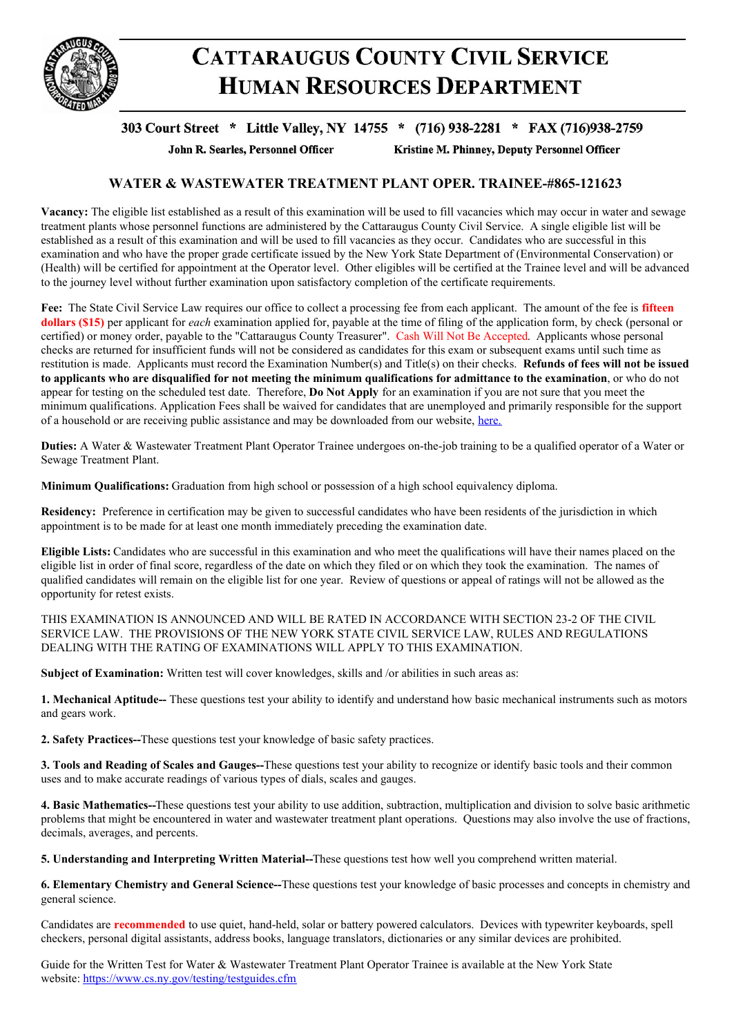# CATTARAUGUS COUNTY CIVIL SERVICE HUMAN RESOURCES DEPARTMENT

**303 Court Street * Little Valley, NY 14755 * (716) 938-2281 * FAX (716)938-2759**

**John R. Searles, Personnel Officer** **Kristine M. Phinney, Deputy Personnel Officer**

## WATER & WASTEWATER TREATMENT PLANT OPER. TRAINEE-#865-121623

**Vacancy:** The eligible list established as a result of this examination will be used to fill vacancies which may occur in water and sewage treatment plants whose personnel functions are administered by the Cattaraugus County Civil Service. A single eligible list will be established as a result of this examination and will be used to fill vacancies as they occur. Candidates who are successful in this examination and who have the proper grade certificate issued by the New York State Department of (Environmental Conservation) or (Health) will be certified for appointment at the Operator level. Other eligibles will be certified at the Trainee level and will be advanced to the journey level without further examination upon satisfactory completion of the certificate requirements.

**Fee:** The State Civil Service Law requires our office to collect a processing fee from each applicant. The amount of the fee is **fifteen dollars ($15)** per applicant for *each* examination applied for, payable at the time of filing of the application form, by check (personal or certified) or money order, payable to the "Cattaraugus County Treasurer". Cash Will Not Be Accepted. Applicants whose personal checks are returned for insufficient funds will not be considered as candidates for this exam or subsequent exams until such time as restitution is made. Applicants must record the Examination Number(s) and Title(s) on their checks. **Refunds of fees will not be issued to applicants who are disqualified for not meeting the minimum qualifications for admittance to the examination**, or who do not appear for testing on the scheduled test date. Therefore, **Do Not Apply** for an examination if you are not sure that you meet the minimum qualifications. Application Fees shall be waived for candidates that are unemployed and primarily responsible for the support of a household or are receiving public assistance and may be downloaded from our website, here.

**Duties:** A Water & Wastewater Treatment Plant Operator Trainee undergoes on-the-job training to be a qualified operator of a Water or Sewage Treatment Plant.

**Minimum Qualifications:** Graduation from high school or possession of a high school equivalency diploma.

**Residency:** Preference in certification may be given to successful candidates who have been residents of the jurisdiction in which appointment is to be made for at least one month immediately preceding the examination date.

**Eligible Lists:** Candidates who are successful in this examination and who meet the qualifications will have their names placed on the eligible list in order of final score, regardless of the date on which they filed or on which they took the examination. The names of qualified candidates will remain on the eligible list for one year. Review of questions or appeal of ratings will not be allowed as the opportunity for retest exists.

THIS EXAMINATION IS ANNOUNCED AND WILL BE RATED IN ACCORDANCE WITH SECTION 23-2 OF THE CIVIL SERVICE LAW. THE PROVISIONS OF THE NEW YORK STATE CIVIL SERVICE LAW, RULES AND REGULATIONS DEALING WITH THE RATING OF EXAMINATIONS WILL APPLY TO THIS EXAMINATION.

**Subject of Examination:** Written test will cover knowledges, skills and /or abilities in such areas as:

**1. Mechanical Aptitude--** These questions test your ability to identify and understand how basic mechanical instruments such as motors and gears work.

**2. Safety Practices--**These questions test your knowledge of basic safety practices.

**3. Tools and Reading of Scales and Gauges--**These questions test your ability to recognize or identify basic tools and their common uses and to make accurate readings of various types of dials, scales and gauges.

**4. Basic Mathematics--**These questions test your ability to use addition, subtraction, multiplication and division to solve basic arithmetic problems that might be encountered in water and wastewater treatment plant operations. Questions may also involve the use of fractions, decimals, averages, and percents.

**5. Understanding and Interpreting Written Material--**These questions test how well you comprehend written material.

**6. Elementary Chemistry and General Science--**These questions test your knowledge of basic processes and concepts in chemistry and general science.

Candidates are **recommended** to use quiet, hand-held, solar or battery powered calculators. Devices with typewriter keyboards, spell checkers, personal digital assistants, address books, language translators, dictionaries or any similar devices are prohibited.

Guide for the Written Test for Water & Wastewater Treatment Plant Operator Trainee is available at the New York State website: https://www.cs.ny.gov/testing/testguides.cfm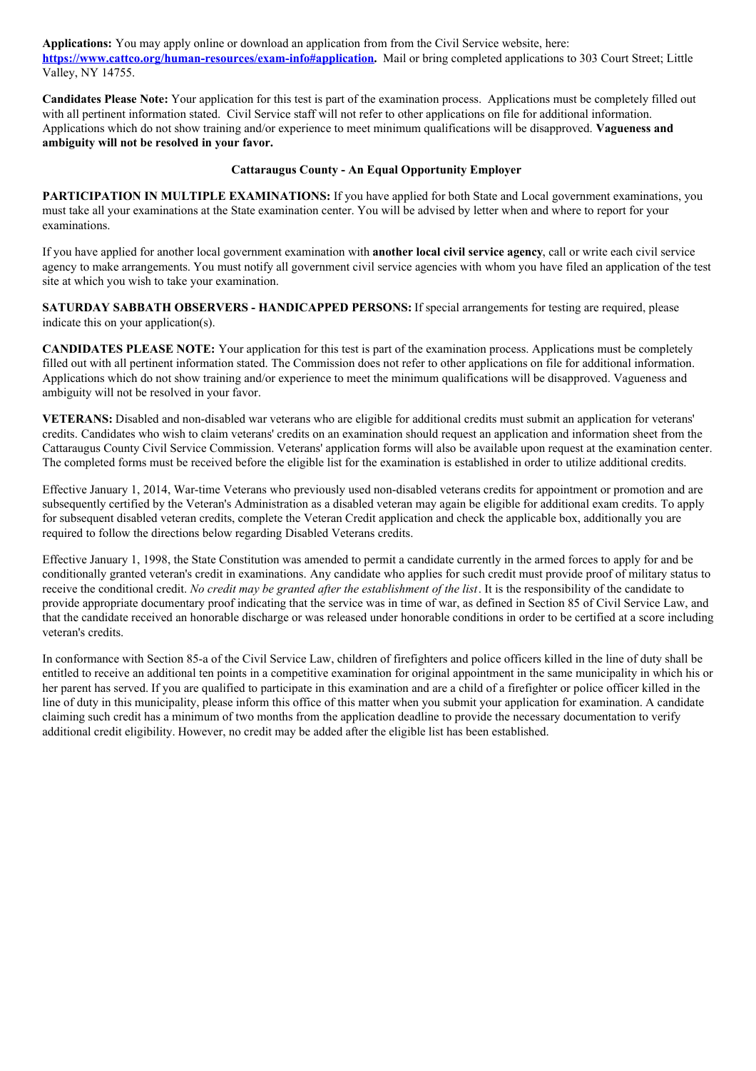**Applications:** You may apply online or download an application from from the Civil Service website, here: **https://www.cattco.org/human-resources/exam-info#application.** Mail or bring completed applications to 303 Court Street; Little Valley, NY 14755.

**Candidates Please Note:** Your application for this test is part of the examination process. Applications must be completely filled out with all pertinent information stated. Civil Service staff will not refer to other applications on file for additional information. Applications which do not show training and/or experience to meet minimum qualifications will be disapproved. **Vagueness and ambiguity will not be resolved in your favor.**

**Cattaraugus County - An Equal Opportunity Employer**

**PARTICIPATION IN MULTIPLE EXAMINATIONS:** If you have applied for both State and Local government examinations, you must take all your examinations at the State examination center. You will be advised by letter when and where to report for your examinations.

If you have applied for another local government examination with **another local civil service agency**, call or write each civil service agency to make arrangements. You must notify all government civil service agencies with whom you have filed an application of the test site at which you wish to take your examination.

**SATURDAY SABBATH OBSERVERS - HANDICAPPED PERSONS:** If special arrangements for testing are required, please indicate this on your application(s).

**CANDIDATES PLEASE NOTE:** Your application for this test is part of the examination process. Applications must be completely filled out with all pertinent information stated. The Commission does not refer to other applications on file for additional information. Applications which do not show training and/or experience to meet the minimum qualifications will be disapproved. Vagueness and ambiguity will not be resolved in your favor.

**VETERANS:** Disabled and non-disabled war veterans who are eligible for additional credits must submit an application for veterans' credits. Candidates who wish to claim veterans' credits on an examination should request an application and information sheet from the Cattaraugus County Civil Service Commission. Veterans' application forms will also be available upon request at the examination center. The completed forms must be received before the eligible list for the examination is established in order to utilize additional credits.

Effective January 1, 2014, War-time Veterans who previously used non-disabled veterans credits for appointment or promotion and are subsequently certified by the Veteran's Administration as a disabled veteran may again be eligible for additional exam credits. To apply for subsequent disabled veteran credits, complete the Veteran Credit application and check the applicable box, additionally you are required to follow the directions below regarding Disabled Veterans credits.

Effective January 1, 1998, the State Constitution was amended to permit a candidate currently in the armed forces to apply for and be conditionally granted veteran's credit in examinations. Any candidate who applies for such credit must provide proof of military status to receive the conditional credit. *No credit may be granted after the establishment of the list*. It is the responsibility of the candidate to provide appropriate documentary proof indicating that the service was in time of war, as defined in Section 85 of Civil Service Law, and that the candidate received an honorable discharge or was released under honorable conditions in order to be certified at a score including veteran's credits.

In conformance with Section 85-a of the Civil Service Law, children of firefighters and police officers killed in the line of duty shall be entitled to receive an additional ten points in a competitive examination for original appointment in the same municipality in which his or her parent has served. If you are qualified to participate in this examination and are a child of a firefighter or police officer killed in the line of duty in this municipality, please inform this office of this matter when you submit your application for examination. A candidate claiming such credit has a minimum of two months from the application deadline to provide the necessary documentation to verify additional credit eligibility. However, no credit may be added after the eligible list has been established.